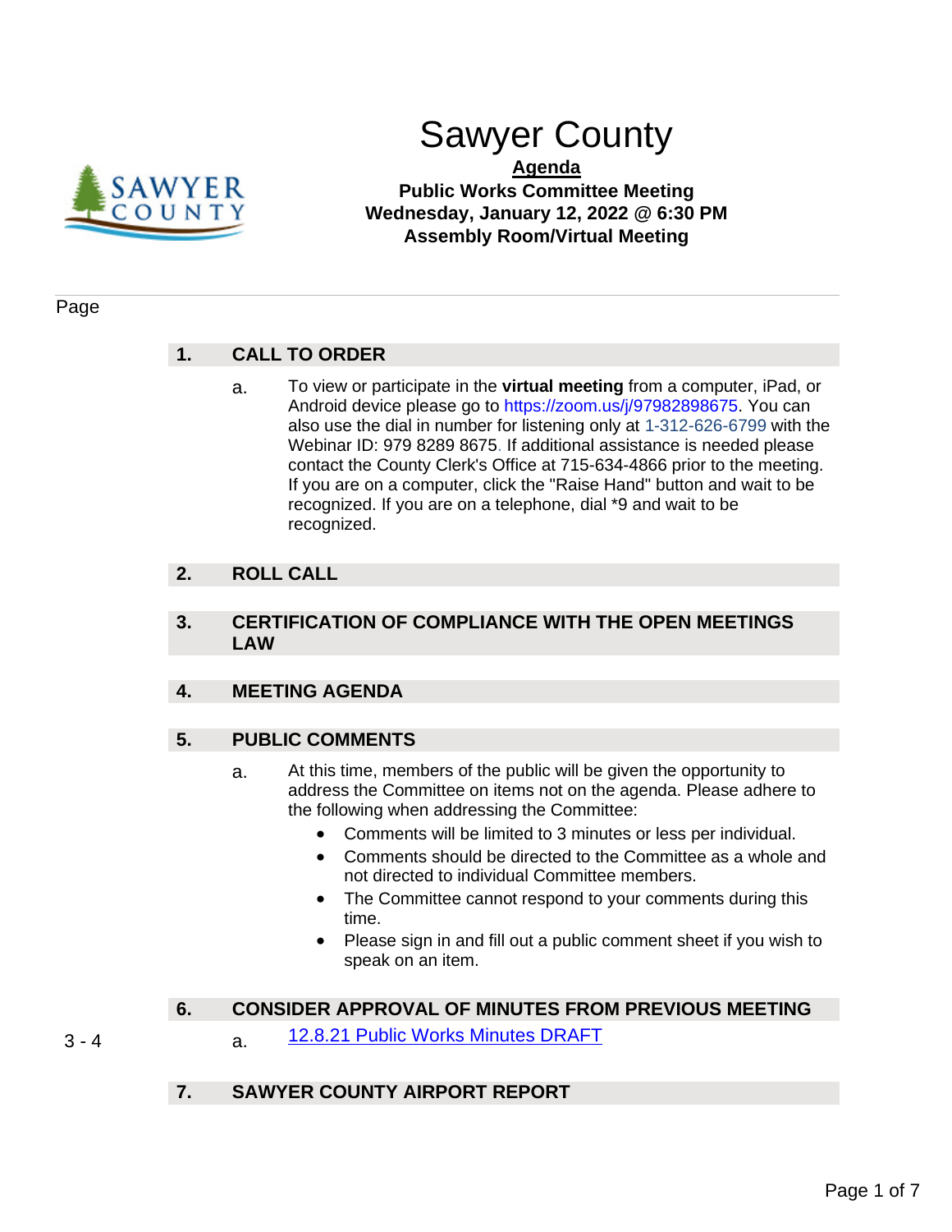# Sawyer County

**Agenda**

**Public Works Committee Meeting**
**Wednesday, January 12, 2022 @ 6:30 PM**
**Assembly Room/Virtual Meeting**

Page

## 1. CALL TO ORDER

a. To view or participate in the **virtual meeting** from a computer, iPad, or Android device please go to https://zoom.us/j/97982898675. You can also use the dial in number for listening only at 1-312-626-6799 with the Webinar ID: 979 8289 8675. If additional assistance is needed please contact the County Clerk's Office at 715-634-4866 prior to the meeting. If you are on a computer, click the "Raise Hand" button and wait to be recognized. If you are on a telephone, dial *9 and wait to be recognized.

## 2. ROLL CALL

## 3. CERTIFICATION OF COMPLIANCE WITH THE OPEN MEETINGS LAW

## 4. MEETING AGENDA

## 5. PUBLIC COMMENTS

a. At this time, members of the public will be given the opportunity to address the Committee on items not on the agenda. Please adhere to the following when addressing the Committee:

- Comments will be limited to 3 minutes or less per individual.
- Comments should be directed to the Committee as a whole and not directed to individual Committee members.
- The Committee cannot respond to your comments during this time.
- Please sign in and fill out a public comment sheet if you wish to speak on an item.

## 6. CONSIDER APPROVAL OF MINUTES FROM PREVIOUS MEETING

3 - 4 a. 12.8.21 Public Works Minutes DRAFT

## 7. SAWYER COUNTY AIRPORT REPORT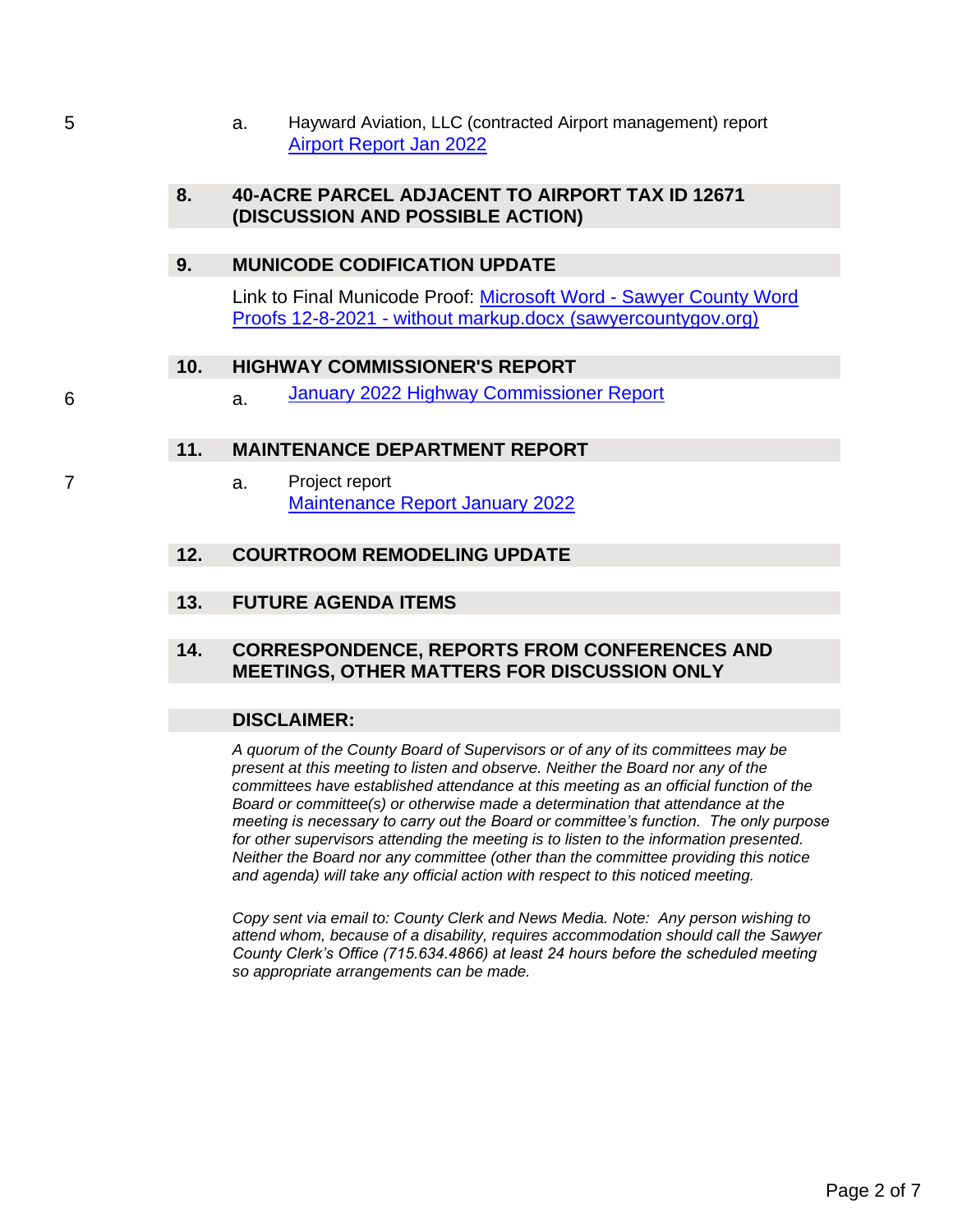5 a. Hayward Aviation, LLC (contracted Airport management) report
[Airport Report Jan 2022]

## 8. 40-ACRE PARCEL ADJACENT TO AIRPORT TAX ID 12671 (DISCUSSION AND POSSIBLE ACTION)

## 9. MUNICODE CODIFICATION UPDATE

Link to Final Municode Proof: [Microsoft Word - Sawyer County Word Proofs 12-8-2021 - without markup.docx (sawyercountygov.org)]

## 10. HIGHWAY COMMISSIONER'S REPORT

6 a. [January 2022 Highway Commissioner Report]

## 11. MAINTENANCE DEPARTMENT REPORT

7 a. Project report
[Maintenance Report January 2022]

## 12. COURTROOM REMODELING UPDATE

## 13. FUTURE AGENDA ITEMS

## 14. CORRESPONDENCE, REPORTS FROM CONFERENCES AND MEETINGS, OTHER MATTERS FOR DISCUSSION ONLY

## DISCLAIMER:

*A quorum of the County Board of Supervisors or of any of its committees may be present at this meeting to listen and observe. Neither the Board nor any of the committees have established attendance at this meeting as an official function of the Board or committee(s) or otherwise made a determination that attendance at the meeting is necessary to carry out the Board or committee's function. The only purpose for other supervisors attending the meeting is to listen to the information presented. Neither the Board nor any committee (other than the committee providing this notice and agenda) will take any official action with respect to this noticed meeting.*

*Copy sent via email to: County Clerk and News Media. Note: Any person wishing to attend whom, because of a disability, requires accommodation should call the Sawyer County Clerk's Office (715.634.4866) at least 24 hours before the scheduled meeting so appropriate arrangements can be made.*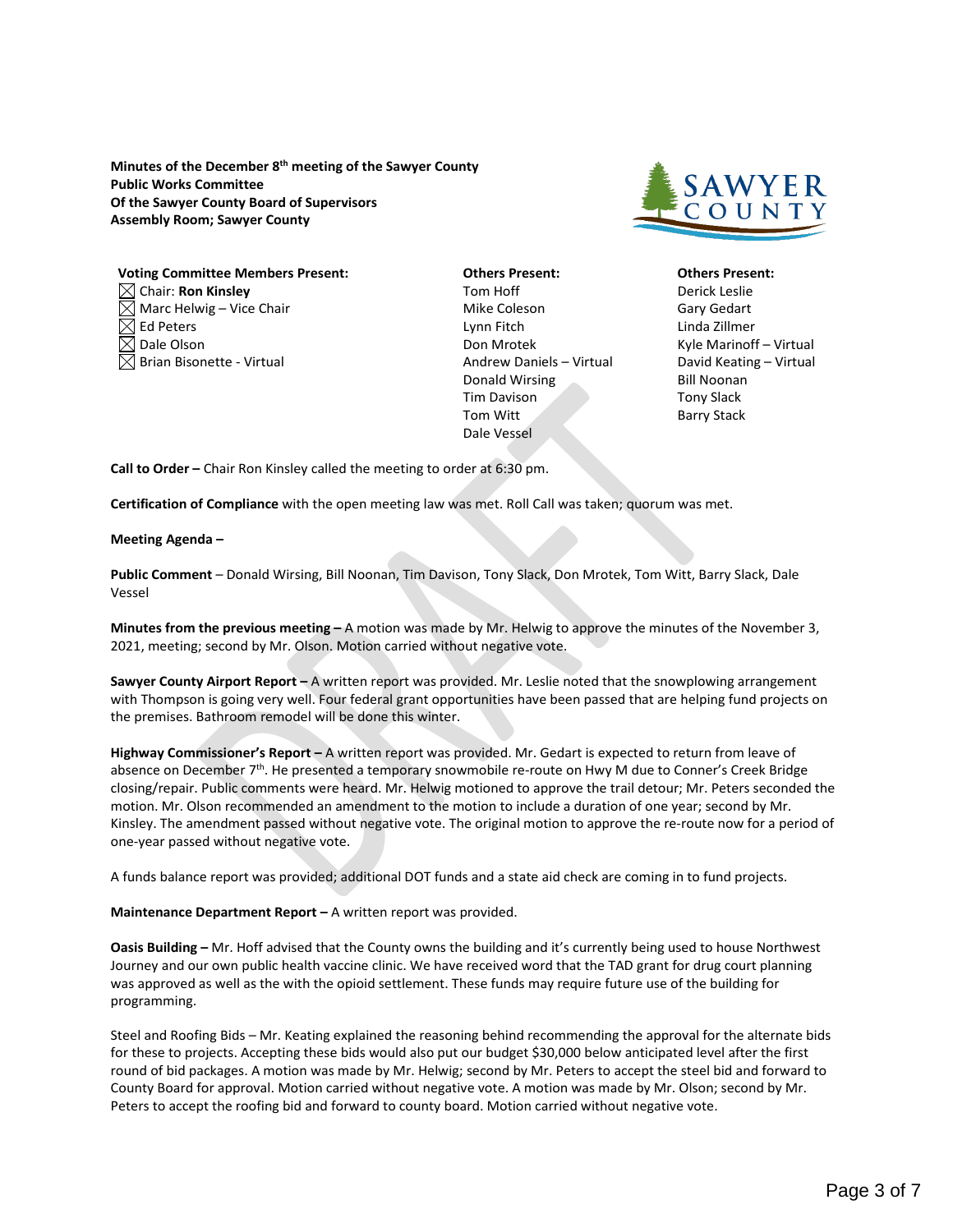**Minutes of the December 8th meeting of the Sawyer County Public Works Committee Of the Sawyer County Board of Supervisors Assembly Room; Sawyer County**

| Voting Committee Members Present: | Others Present: | Others Present: |
|---|---|---|
| ☒ Chair: **Ron Kinsley** | Tom Hoff | Derick Leslie |
| ☒ Marc Helwig – Vice Chair | Mike Coleson | Gary Gedart |
| ☒ Ed Peters | Lynn Fitch | Linda Zillmer |
| ☒ Dale Olson | Don Mrotek | Kyle Marinoff – Virtual |
| ☒ Brian Bisonette - Virtual | Andrew Daniels – Virtual | David Keating – Virtual |
| | Donald Wirsing | Bill Noonan |
| | Tim Davison | Tony Slack |
| | Tom Witt | Barry Stack |
| | Dale Vessel | |

**Call to Order –** Chair Ron Kinsley called the meeting to order at 6:30 pm.

**Certification of Compliance** with the open meeting law was met. Roll Call was taken; quorum was met.

**Meeting Agenda –**

**Public Comment** – Donald Wirsing, Bill Noonan, Tim Davison, Tony Slack, Don Mrotek, Tom Witt, Barry Slack, Dale Vessel

**Minutes from the previous meeting –** A motion was made by Mr. Helwig to approve the minutes of the November 3, 2021, meeting; second by Mr. Olson. Motion carried without negative vote.

**Sawyer County Airport Report –** A written report was provided. Mr. Leslie noted that the snowplowing arrangement with Thompson is going very well. Four federal grant opportunities have been passed that are helping fund projects on the premises. Bathroom remodel will be done this winter.

**Highway Commissioner's Report –** A written report was provided. Mr. Gedart is expected to return from leave of absence on December 7th. He presented a temporary snowmobile re-route on Hwy M due to Conner's Creek Bridge closing/repair. Public comments were heard. Mr. Helwig motioned to approve the trail detour; Mr. Peters seconded the motion. Mr. Olson recommended an amendment to the motion to include a duration of one year; second by Mr. Kinsley. The amendment passed without negative vote. The original motion to approve the re-route now for a period of one-year passed without negative vote.

A funds balance report was provided; additional DOT funds and a state aid check are coming in to fund projects.

**Maintenance Department Report –** A written report was provided.

**Oasis Building –** Mr. Hoff advised that the County owns the building and it's currently being used to house Northwest Journey and our own public health vaccine clinic. We have received word that the TAD grant for drug court planning was approved as well as the with the opioid settlement. These funds may require future use of the building for programming.

Steel and Roofing Bids – Mr. Keating explained the reasoning behind recommending the approval for the alternate bids for these to projects. Accepting these bids would also put our budget $30,000 below anticipated level after the first round of bid packages. A motion was made by Mr. Helwig; second by Mr. Peters to accept the steel bid and forward to County Board for approval. Motion carried without negative vote. A motion was made by Mr. Olson; second by Mr. Peters to accept the roofing bid and forward to county board. Motion carried without negative vote.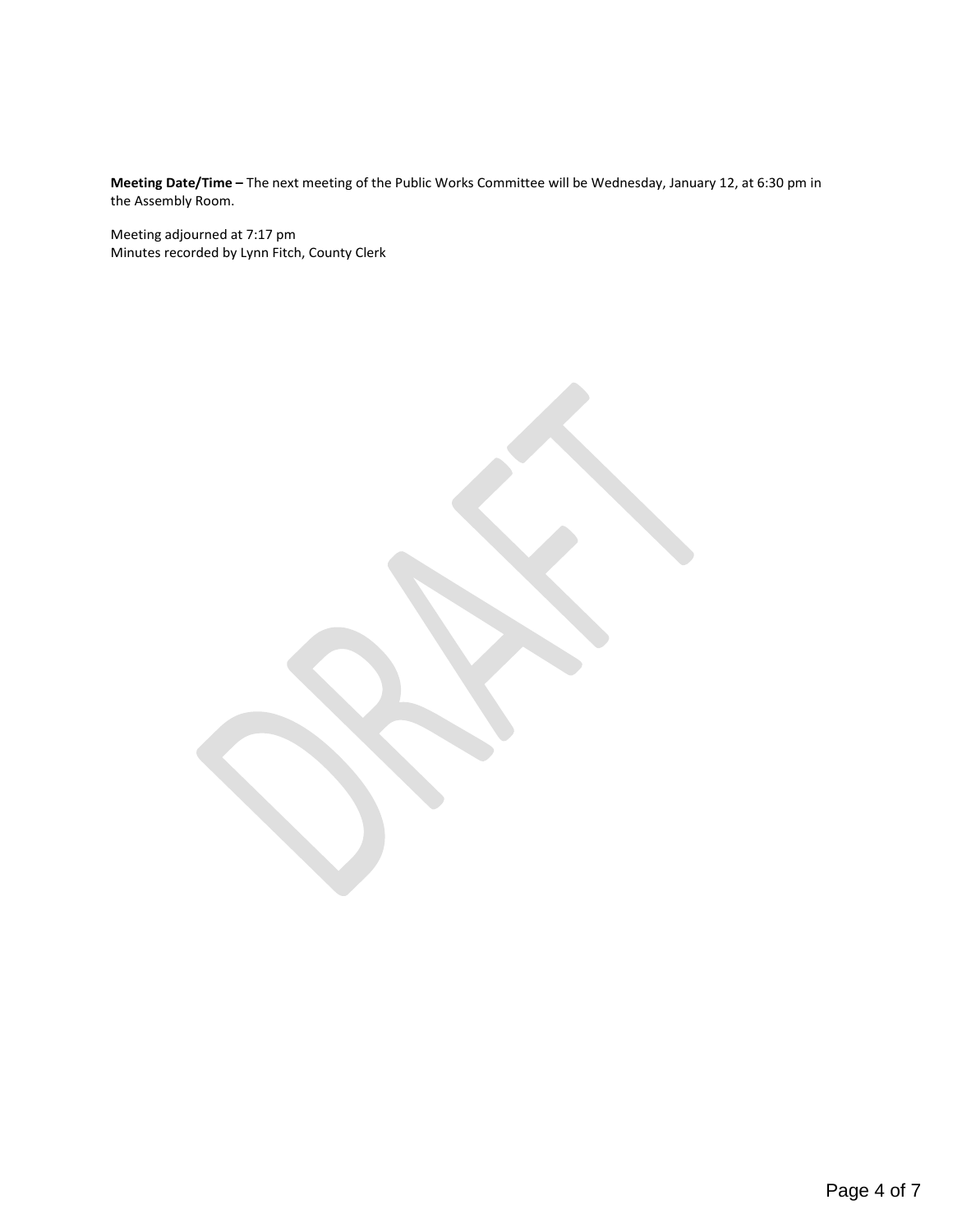**Meeting Date/Time –** The next meeting of the Public Works Committee will be Wednesday, January 12, at 6:30 pm in the Assembly Room.

Meeting adjourned at 7:17 pm
Minutes recorded by Lynn Fitch, County Clerk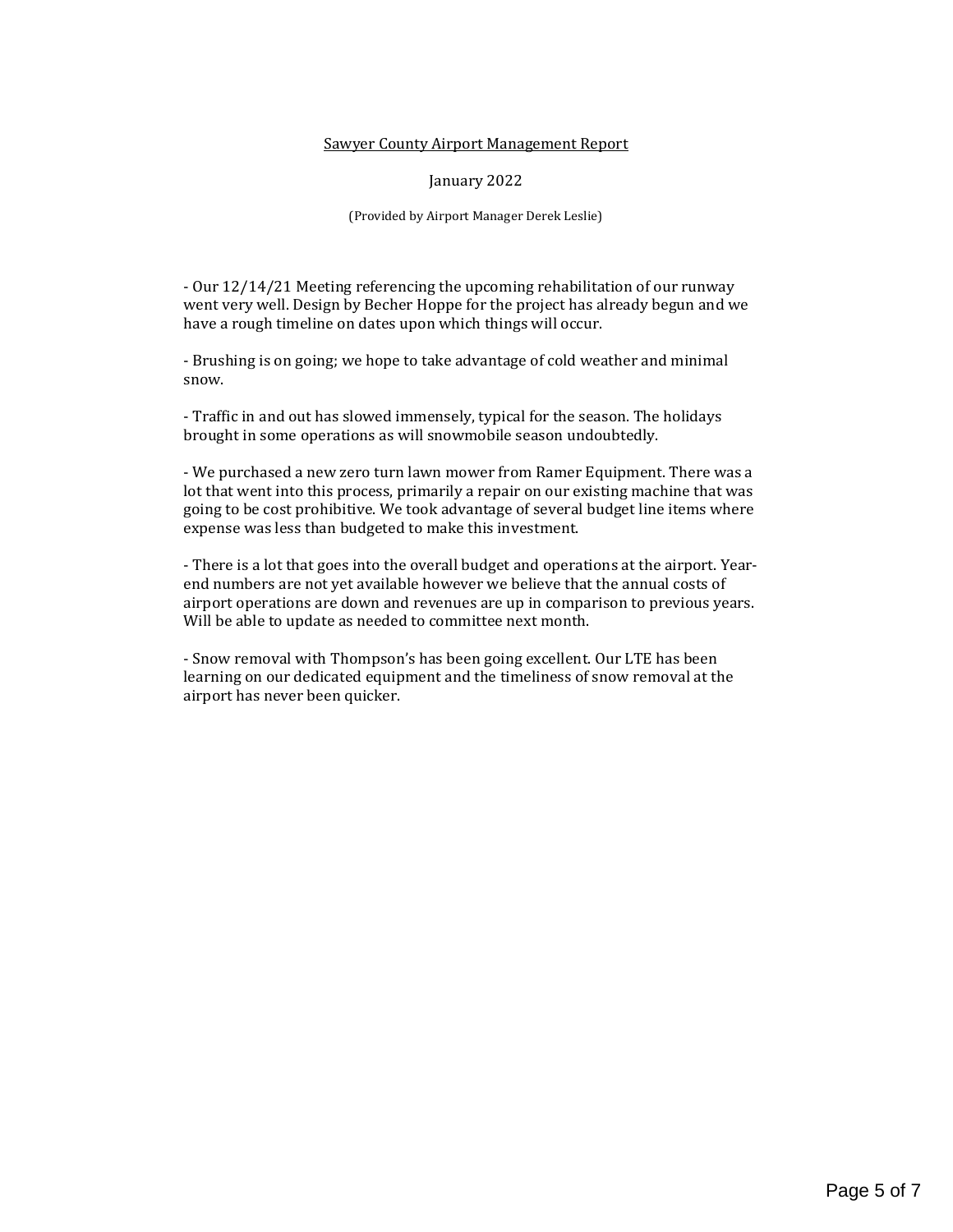Sawyer County Airport Management Report

January 2022

(Provided by Airport Manager Derek Leslie)

- Our 12/14/21 Meeting referencing the upcoming rehabilitation of our runway went very well. Design by Becher Hoppe for the project has already begun and we have a rough timeline on dates upon which things will occur.

- Brushing is on going; we hope to take advantage of cold weather and minimal snow.

- Traffic in and out has slowed immensely, typical for the season. The holidays brought in some operations as will snowmobile season undoubtedly.

- We purchased a new zero turn lawn mower from Ramer Equipment. There was a lot that went into this process, primarily a repair on our existing machine that was going to be cost prohibitive. We took advantage of several budget line items where expense was less than budgeted to make this investment.

- There is a lot that goes into the overall budget and operations at the airport. Year-end numbers are not yet available however we believe that the annual costs of airport operations are down and revenues are up in comparison to previous years. Will be able to update as needed to committee next month.

- Snow removal with Thompson's has been going excellent. Our LTE has been learning on our dedicated equipment and the timeliness of snow removal at the airport has never been quicker.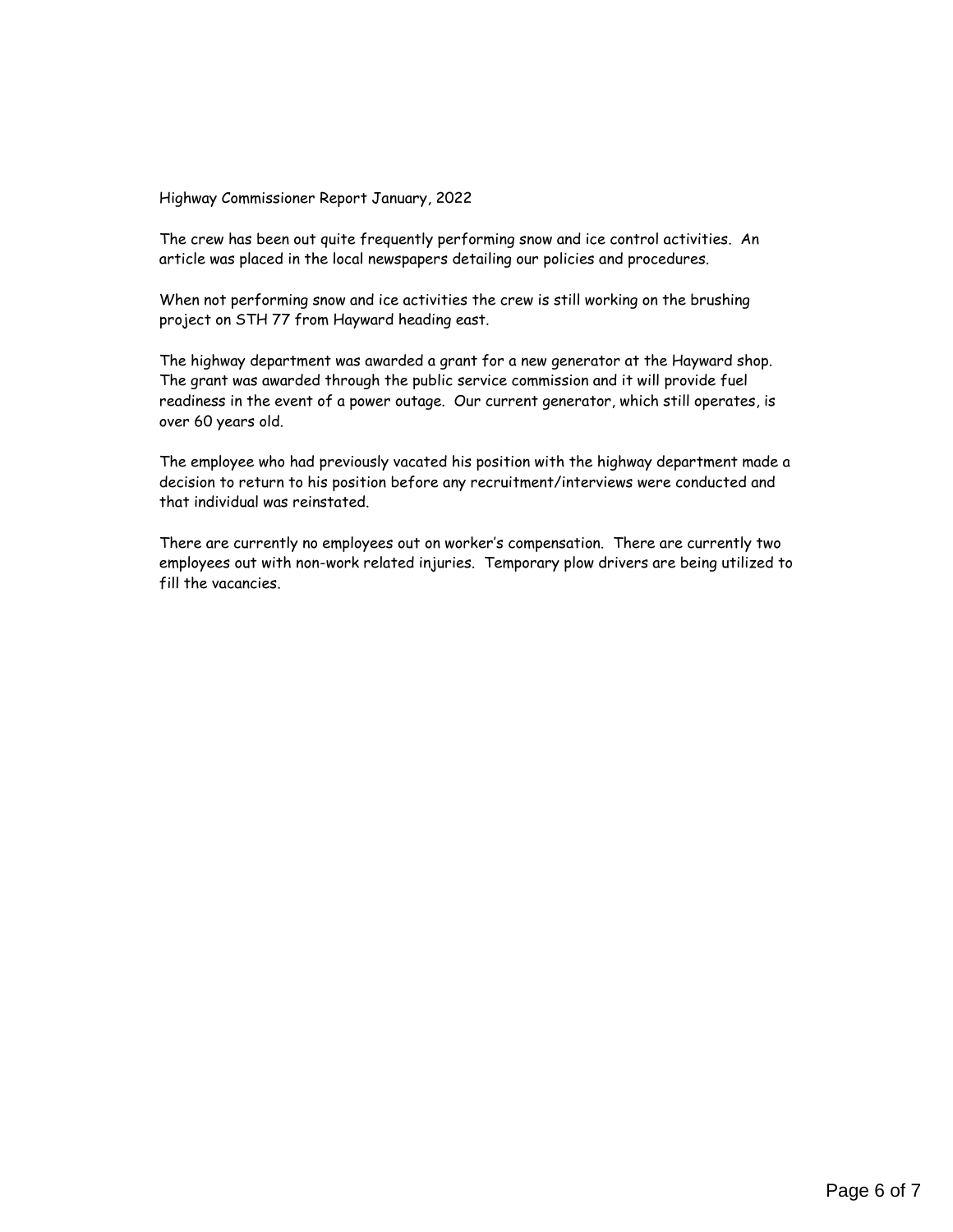Highway Commissioner Report January, 2022

The crew has been out quite frequently performing snow and ice control activities. An article was placed in the local newspapers detailing our policies and procedures.

When not performing snow and ice activities the crew is still working on the brushing project on STH 77 from Hayward heading east.

The highway department was awarded a grant for a new generator at the Hayward shop. The grant was awarded through the public service commission and it will provide fuel readiness in the event of a power outage. Our current generator, which still operates, is over 60 years old.

The employee who had previously vacated his position with the highway department made a decision to return to his position before any recruitment/interviews were conducted and that individual was reinstated.

There are currently no employees out on worker's compensation. There are currently two employees out with non-work related injuries. Temporary plow drivers are being utilized to fill the vacancies.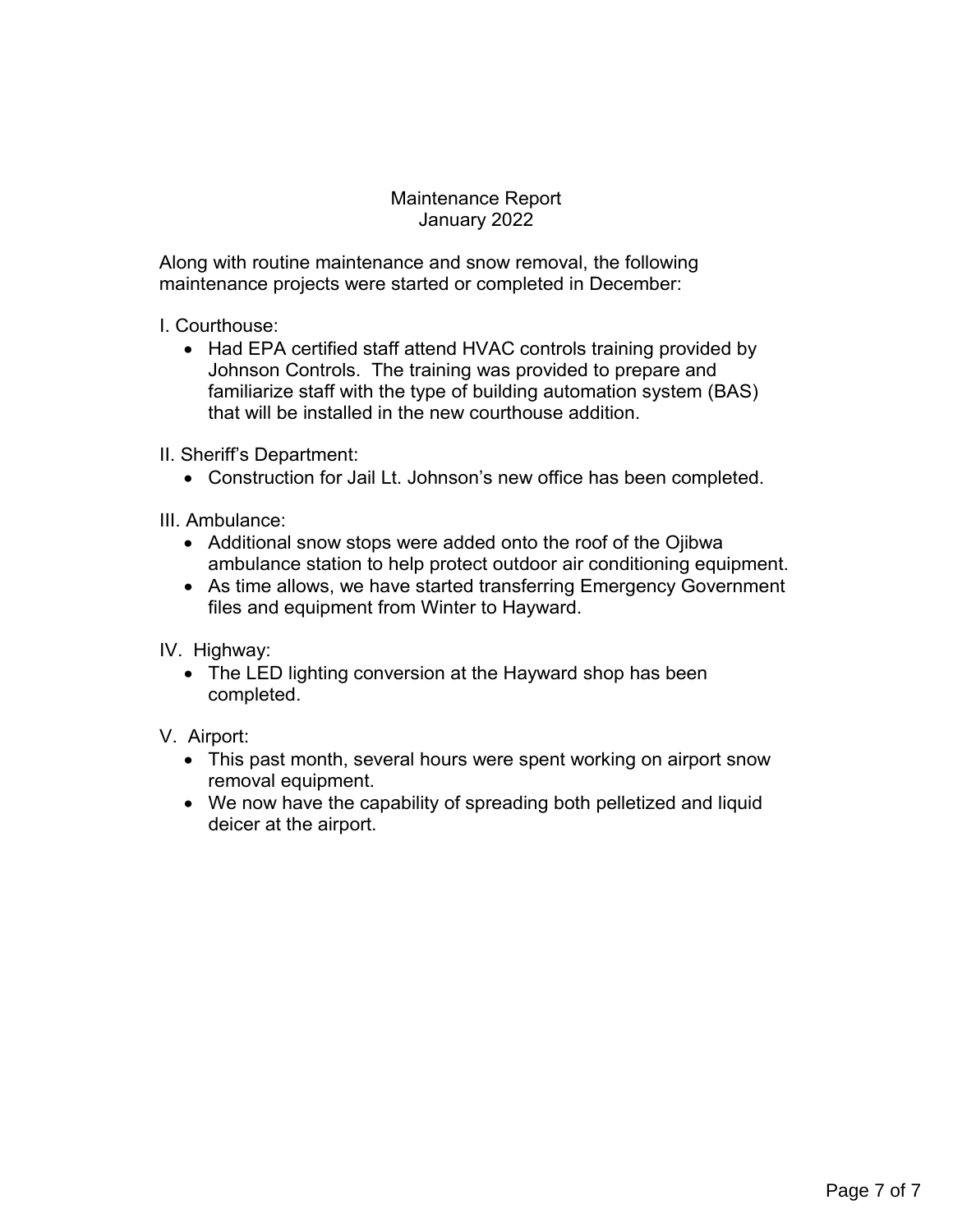# Maintenance Report
## January 2022

Along with routine maintenance and snow removal, the following maintenance projects were started or completed in December:

I. Courthouse:

- Had EPA certified staff attend HVAC controls training provided by Johnson Controls. The training was provided to prepare and familiarize staff with the type of building automation system (BAS) that will be installed in the new courthouse addition.

II. Sheriff's Department:

- Construction for Jail Lt. Johnson's new office has been completed.

III. Ambulance:

- Additional snow stops were added onto the roof of the Ojibwa ambulance station to help protect outdoor air conditioning equipment.
- As time allows, we have started transferring Emergency Government files and equipment from Winter to Hayward.

IV. Highway:

- The LED lighting conversion at the Hayward shop has been completed.

V. Airport:

- This past month, several hours were spent working on airport snow removal equipment.
- We now have the capability of spreading both pelletized and liquid deicer at the airport.